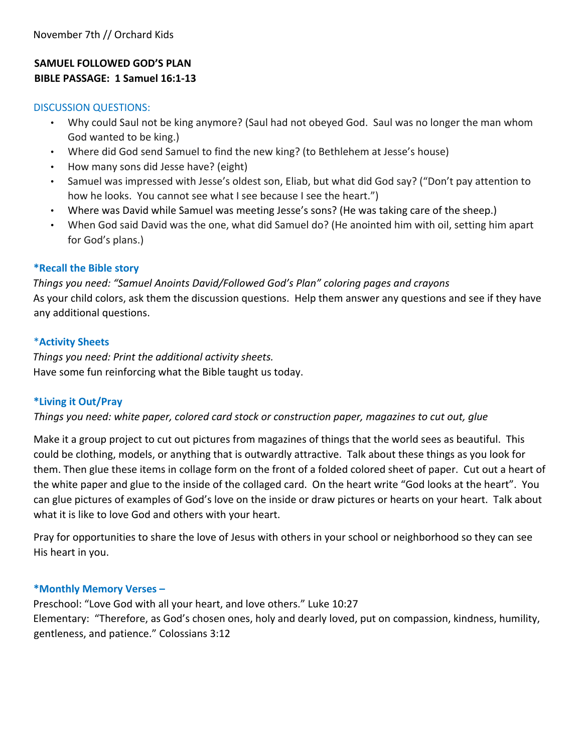November 7th // Orchard Kids

**SAMUEL FOLLOWED GOD'S PLAN**
**BIBLE PASSAGE: 1 Samuel 16:1-13**

## DISCUSSION QUESTIONS:

- Why could Saul not be king anymore? (Saul had not obeyed God. Saul was no longer the man whom God wanted to be king.)
- Where did God send Samuel to find the new king? (to Bethlehem at Jesse's house)
- How many sons did Jesse have? (eight)
- Samuel was impressed with Jesse's oldest son, Eliab, but what did God say? ("Don't pay attention to how he looks. You cannot see what I see because I see the heart.")
- Where was David while Samuel was meeting Jesse's sons? (He was taking care of the sheep.)
- When God said David was the one, what did Samuel do? (He anointed him with oil, setting him apart for God's plans.)

### *Recall the Bible story

*Things you need: "Samuel Anoints David/Followed God's Plan" coloring pages and crayons*
As your child colors, ask them the discussion questions. Help them answer any questions and see if they have any additional questions.

### *Activity Sheets

*Things you need: Print the additional activity sheets.*
Have some fun reinforcing what the Bible taught us today.

### *Living it Out/Pray

*Things you need: white paper, colored card stock or construction paper, magazines to cut out, glue*

Make it a group project to cut out pictures from magazines of things that the world sees as beautiful. This could be clothing, models, or anything that is outwardly attractive. Talk about these things as you look for them. Then glue these items in collage form on the front of a folded colored sheet of paper. Cut out a heart of the white paper and glue to the inside of the collaged card. On the heart write "God looks at the heart". You can glue pictures of examples of God's love on the inside or draw pictures or hearts on your heart. Talk about what it is like to love God and others with your heart.

Pray for opportunities to share the love of Jesus with others in your school or neighborhood so they can see His heart in you.

### *Monthly Memory Verses –

Preschool: "Love God with all your heart, and love others." Luke 10:27
Elementary: "Therefore, as God's chosen ones, holy and dearly loved, put on compassion, kindness, humility, gentleness, and patience." Colossians 3:12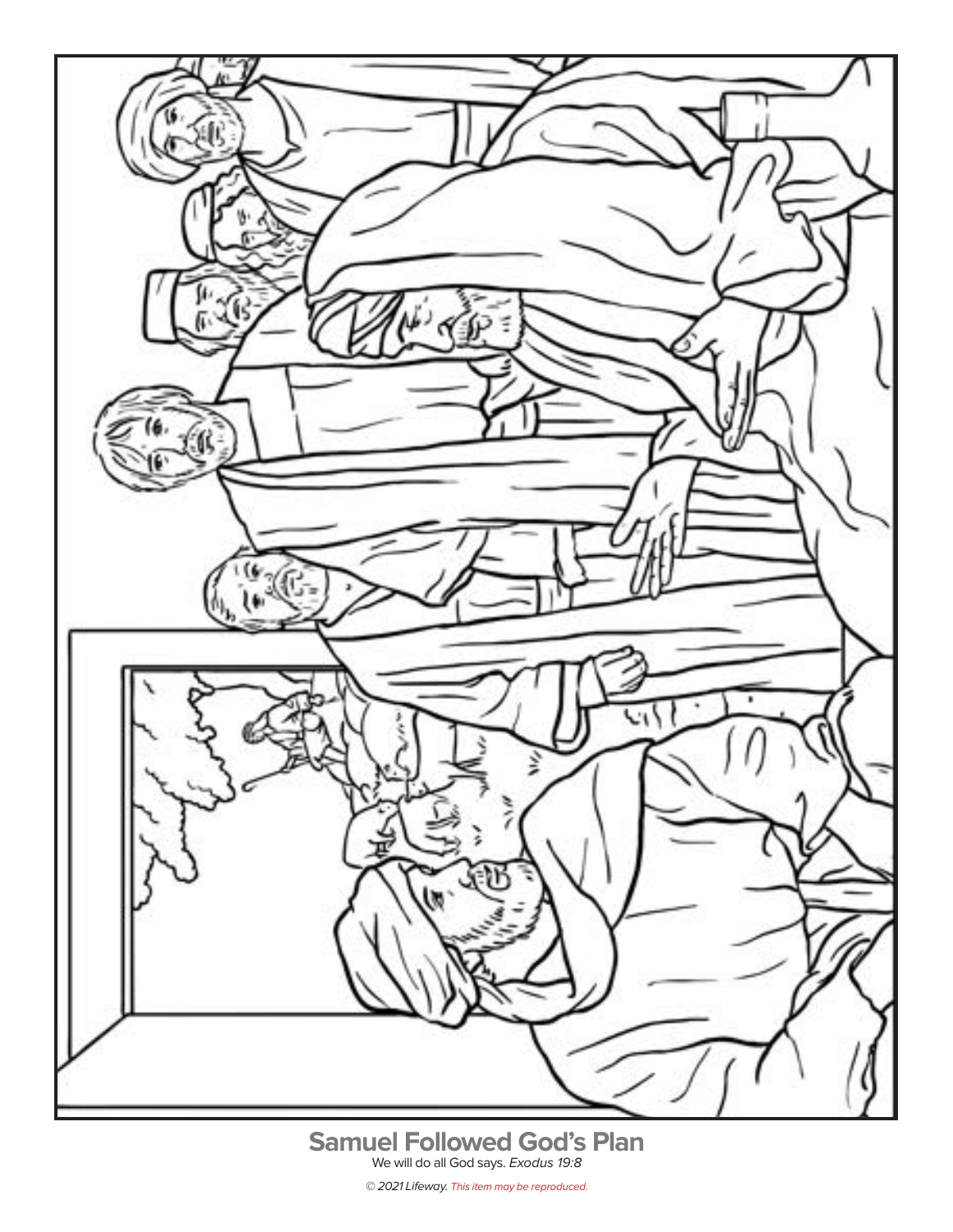## Samuel Followed God's Plan

We will do all God says. *Exodus 19:8*

*© 2021 Lifeway. This item may be reproduced.*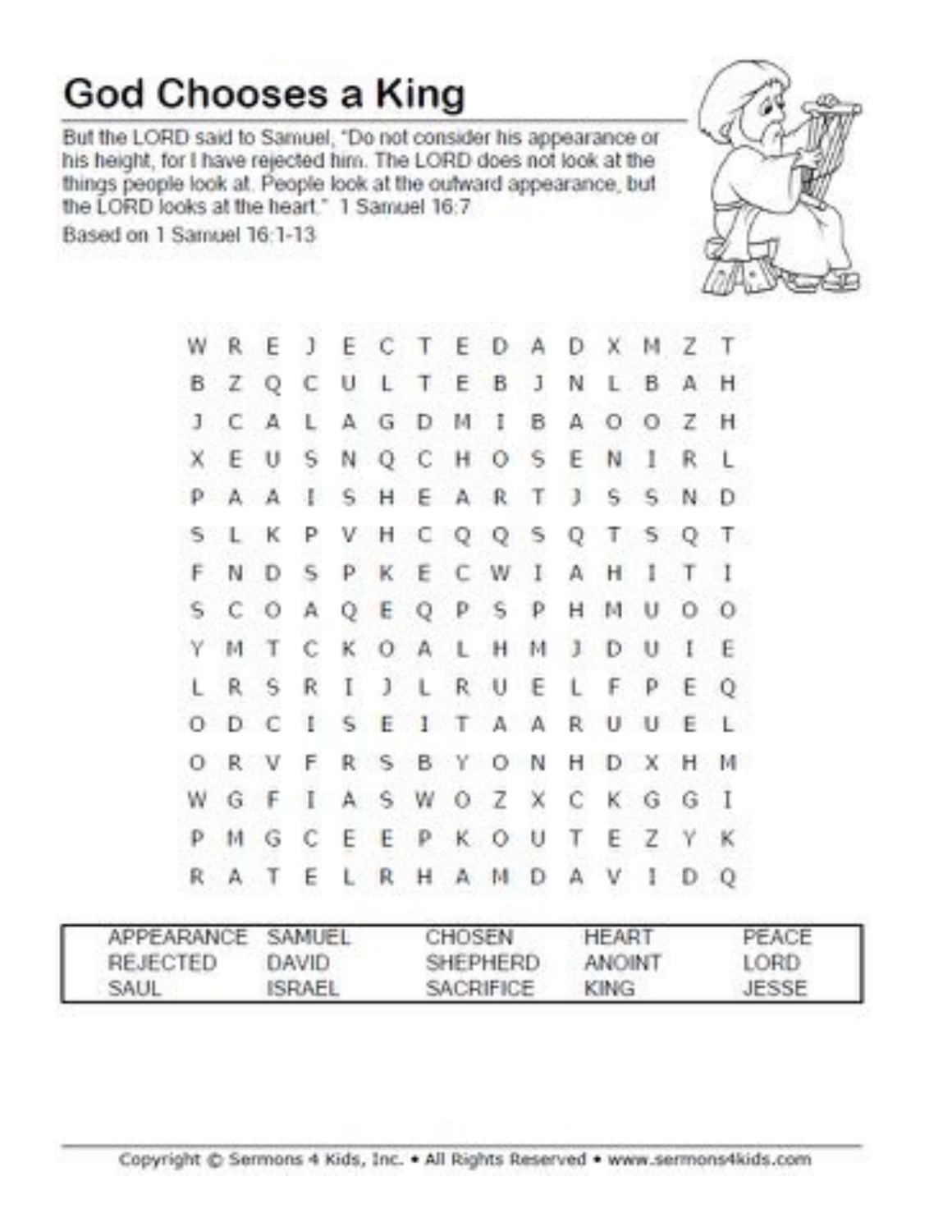# God Chooses a King

But the LORD said to Samuel, "Do not consider his appearance or his height, for I have rejected him. The LORD does not look at the things people look at. People look at the outward appearance, but the LORD looks at the heart." 1 Samuel 16:7

Based on 1 Samuel 16:1-13

```
W R E J E C T E D A D X M Z T
B Z Q C U L T E B J N L B A H
J C A L A G D M I B A O O Z H
X E U S N Q C H O S E N I R L
P A A I S H E A R T J S S N D
S L K P V H C Q Q S Q T S Q T
F N D S P K E C W I A H I T I
S C O A Q E Q P S P H M U O O
Y M T C K O A L H M J D U I E
L R S R I J L R U E L F P E Q
O D C I S E I T A A R U U E L
O R V F R S B Y O N H D X H M
W G F I A S W O Z X C K G G I
P M G C E E P K O U T E Z Y K
R A T E L R H A M D A V I D Q
```

| | | | | |
|---|---|---|---|---|
| APPEARANCE | SAMUEL | CHOSEN | HEART | PEACE |
| REJECTED | DAVID | SHEPHERD | ANOINT | LORD |
| SAUL | ISRAEL | SACRIFICE | KING | JESSE |

Copyright © Sermons 4 Kids, Inc. • All Rights Reserved • www.sermons4kids.com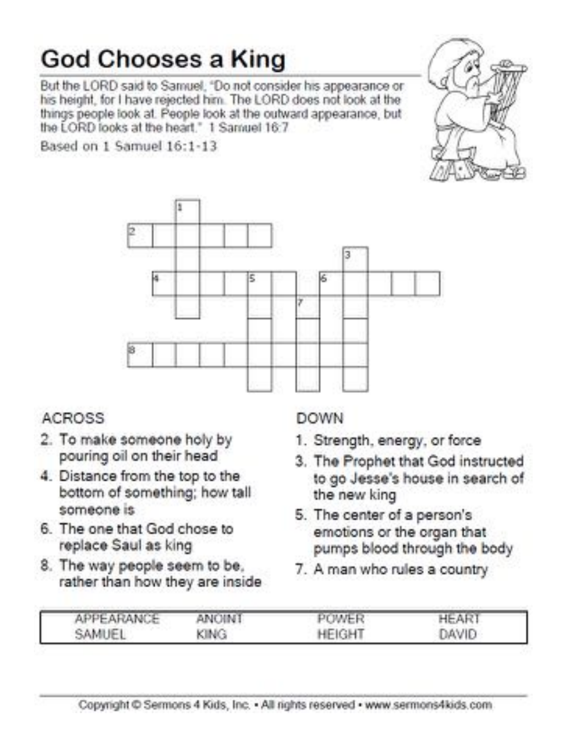# God Chooses a King

But the LORD said to Samuel, "Do not consider his appearance or his height, for I have rejected him. The LORD does not look at the things people look at. People look at the outward appearance, but the LORD looks at the heart." 1 Samuel 16:7

Based on 1 Samuel 16:1-13

## ACROSS

2. To make someone holy by pouring oil on their head
4. Distance from the top to the bottom of something; how tall someone is
6. The one that God chose to replace Saul as king
8. The way people seem to be, rather than how they are inside

## DOWN

1. Strength, energy, or force
3. The Prophet that God instructed to go Jesse's house in search of the new king
5. The center of a person's emotions or the organ that pumps blood through the body
7. A man who rules a country

| | | | |
|---|---|---|---|
| APPEARANCE | ANOINT | POWER | HEART |
| SAMUEL | KING | HEIGHT | DAVID |

Copyright © Sermons 4 Kids, Inc. • All rights reserved • www.sermons4kids.com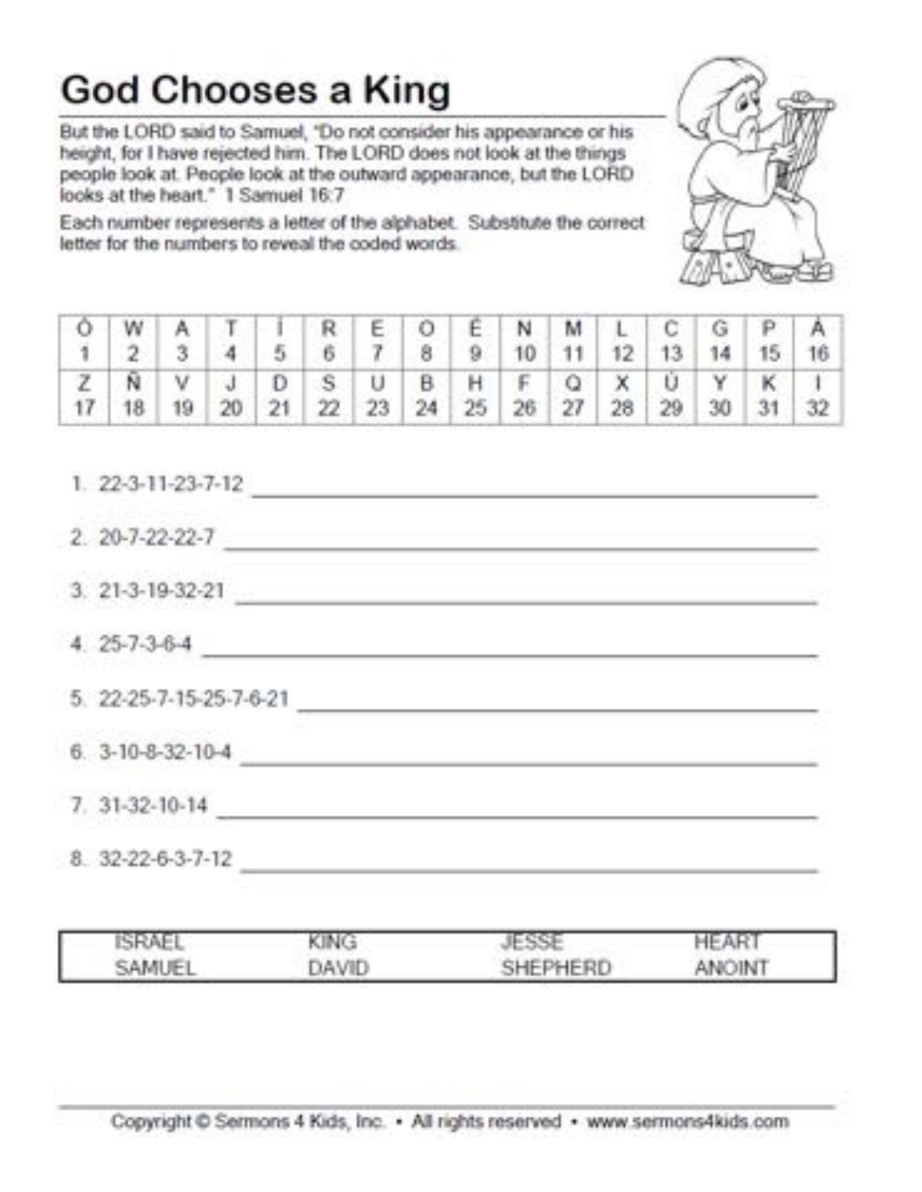# God Chooses a King

But the LORD said to Samuel, "Do not consider his appearance or his height, for I have rejected him. The LORD does not look at the things people look at. People look at the outward appearance, but the LORD looks at the heart." 1 Samuel 16:7

Each number represents a letter of the alphabet. Substitute the correct letter for the numbers to reveal the coded words.

| Ó | W | A | T | Í | R | E | O | É | N | M | L | C | G | P | Á |
|---|---|---|---|---|---|---|---|---|---|---|---|---|---|---|---|
| 1 | 2 | 3 | 4 | 5 | 6 | 7 | 8 | 9 | 10 | 11 | 12 | 13 | 14 | 15 | 16 |
| Z | Ñ | V | J | D | S | U | B | H | F | Q | X | Ú | Y | K | I |
| 17 | 18 | 19 | 20 | 21 | 22 | 23 | 24 | 25 | 26 | 27 | 28 | 29 | 30 | 31 | 32 |

1. 22-3-11-23-7-12 ______________________________

2. 20-7-22-22-7 ______________________________

3. 21-3-19-32-21 ______________________________

4. 25-7-3-6-4 ______________________________

5. 22-25-7-15-25-7-6-21 ______________________________

6. 3-10-8-32-10-4 ______________________________

7. 31-32-10-14 ______________________________

8. 32-22-6-3-7-12 ______________________________

| | | | |
|---|---|---|---|
| ISRAEL | KING | JESSE | HEART |
| SAMUEL | DAVID | SHEPHERD | ANOINT |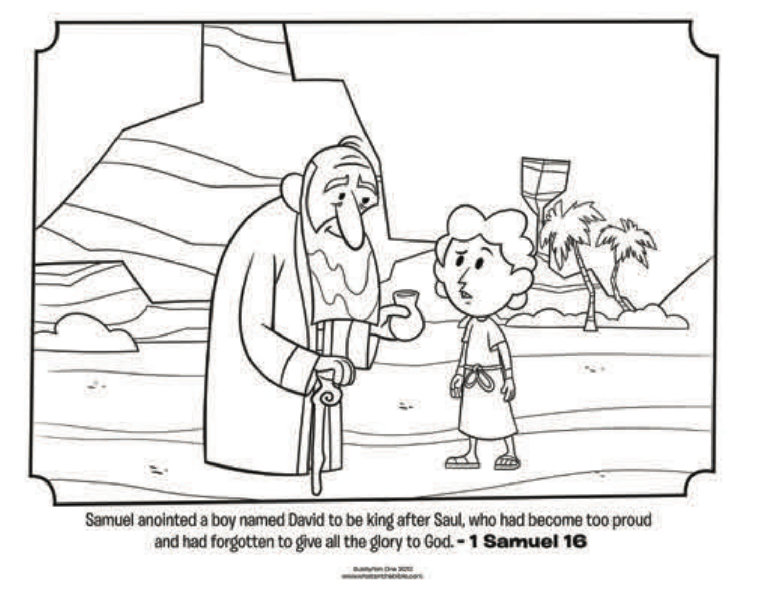Samuel anointed a boy named David to be king after Saul, who had become too proud and had forgotten to give all the glory to God. **- 1 Samuel 16**